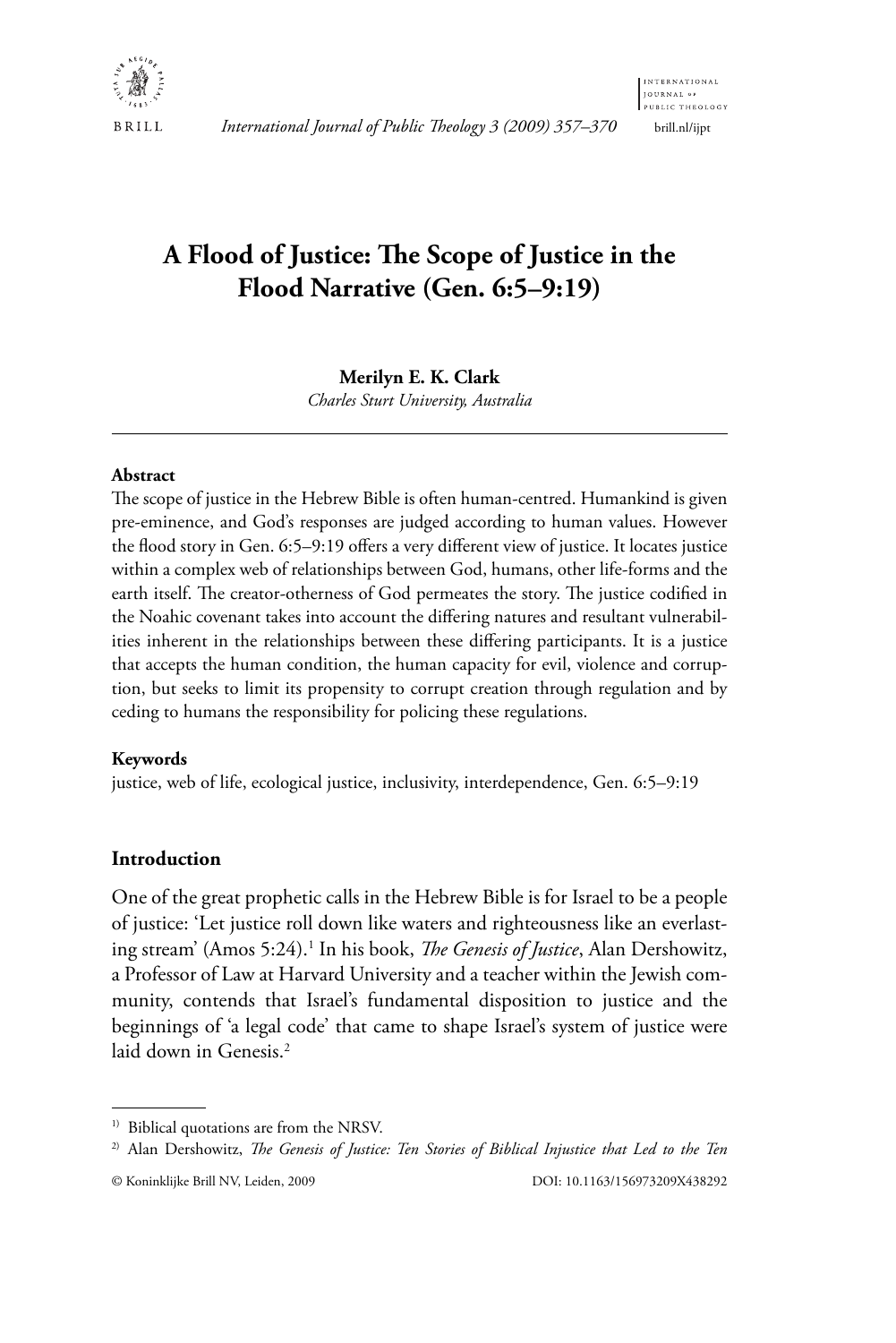# A Flood of Justice: The Scope of Justice in the Flood Narrative (Gen. 6:5–9:19)

**Merilyn E. K. Clark**
*Charles Sturt University, Australia*

---

**Abstract**

The scope of justice in the Hebrew Bible is often human-centred. Humankind is given pre-eminence, and God's responses are judged according to human values. However the flood story in Gen. 6:5–9:19 offers a very different view of justice. It locates justice within a complex web of relationships between God, humans, other life-forms and the earth itself. The creator-otherness of God permeates the story. The justice codified in the Noahic covenant takes into account the differing natures and resultant vulnerabilities inherent in the relationships between these differing participants. It is a justice that accepts the human condition, the human capacity for evil, violence and corruption, but seeks to limit its propensity to corrupt creation through regulation and by ceding to humans the responsibility for policing these regulations.

**Keywords**

justice, web of life, ecological justice, inclusivity, interdependence, Gen. 6:5–9:19

## Introduction

One of the great prophetic calls in the Hebrew Bible is for Israel to be a people of justice: 'Let justice roll down like waters and righteousness like an everlasting stream' (Amos 5:24).[1] In his book, *The Genesis of Justice*, Alan Dershowitz, a Professor of Law at Harvard University and a teacher within the Jewish community, contends that Israel's fundamental disposition to justice and the beginnings of 'a legal code' that came to shape Israel's system of justice were laid down in Genesis.[2]

---

[1] Biblical quotations are from the NRSV.

[2] Alan Dershowitz, *The Genesis of Justice: Ten Stories of Biblical Injustice that Led to the Ten*

© Koninklijke Brill NV, Leiden, 2009 DOI: 10.1163/156973209X438292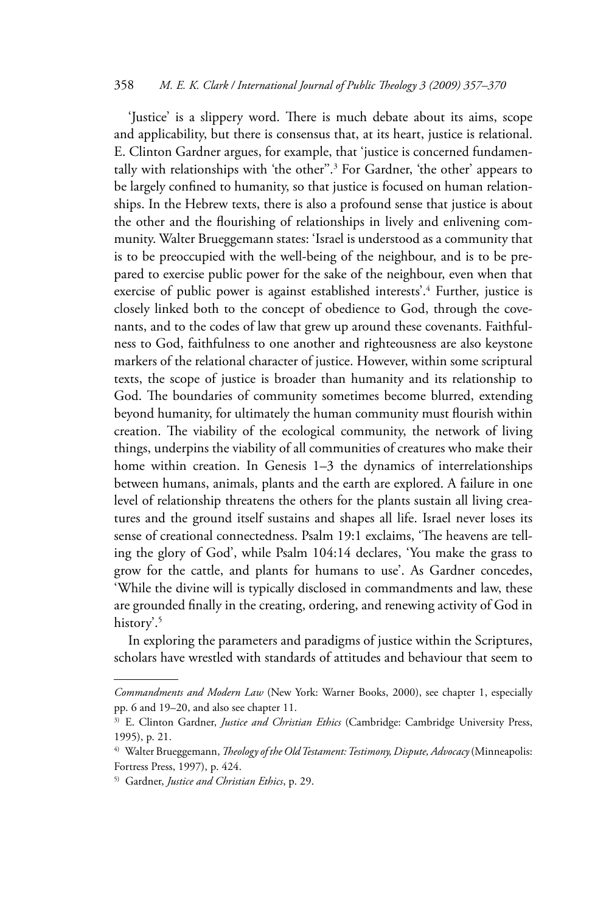'Justice' is a slippery word. There is much debate about its aims, scope and applicability, but there is consensus that, at its heart, justice is relational. E. Clinton Gardner argues, for example, that 'justice is concerned fundamentally with relationships with 'the other''.[3] For Gardner, 'the other' appears to be largely confined to humanity, so that justice is focused on human relationships. In the Hebrew texts, there is also a profound sense that justice is about the other and the flourishing of relationships in lively and enlivening community. Walter Brueggemann states: 'Israel is understood as a community that is to be preoccupied with the well-being of the neighbour, and is to be prepared to exercise public power for the sake of the neighbour, even when that exercise of public power is against established interests'.[4] Further, justice is closely linked both to the concept of obedience to God, through the covenants, and to the codes of law that grew up around these covenants. Faithfulness to God, faithfulness to one another and righteousness are also keystone markers of the relational character of justice. However, within some scriptural texts, the scope of justice is broader than humanity and its relationship to God. The boundaries of community sometimes become blurred, extending beyond humanity, for ultimately the human community must flourish within creation. The viability of the ecological community, the network of living things, underpins the viability of all communities of creatures who make their home within creation. In Genesis 1–3 the dynamics of interrelationships between humans, animals, plants and the earth are explored. A failure in one level of relationship threatens the others for the plants sustain all living creatures and the ground itself sustains and shapes all life. Israel never loses its sense of creational connectedness. Psalm 19:1 exclaims, 'The heavens are telling the glory of God', while Psalm 104:14 declares, 'You make the grass to grow for the cattle, and plants for humans to use'. As Gardner concedes, 'While the divine will is typically disclosed in commandments and law, these are grounded finally in the creating, ordering, and renewing activity of God in history'.[5]

In exploring the parameters and paradigms of justice within the Scriptures, scholars have wrestled with standards of attitudes and behaviour that seem to

---

*Commandments and Modern Law* (New York: Warner Books, 2000), see chapter 1, especially pp. 6 and 19–20, and also see chapter 11.

[3] E. Clinton Gardner, *Justice and Christian Ethics* (Cambridge: Cambridge University Press, 1995), p. 21.

[4] Walter Brueggemann, *Theology of the Old Testament: Testimony, Dispute, Advocacy* (Minneapolis: Fortress Press, 1997), p. 424.

[5] Gardner, *Justice and Christian Ethics*, p. 29.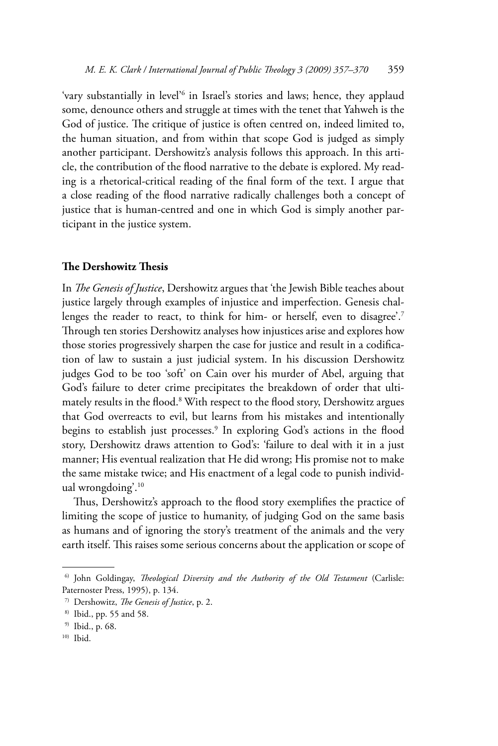'vary substantially in level'[6] in Israel's stories and laws; hence, they applaud some, denounce others and struggle at times with the tenet that Yahweh is the God of justice. The critique of justice is often centred on, indeed limited to, the human situation, and from within that scope God is judged as simply another participant. Dershowitz's analysis follows this approach. In this article, the contribution of the flood narrative to the debate is explored. My reading is a rhetorical-critical reading of the final form of the text. I argue that a close reading of the flood narrative radically challenges both a concept of justice that is human-centred and one in which God is simply another participant in the justice system.

## The Dershowitz Thesis

In *The Genesis of Justice*, Dershowitz argues that 'the Jewish Bible teaches about justice largely through examples of injustice and imperfection. Genesis challenges the reader to react, to think for him- or herself, even to disagree'.[7] Through ten stories Dershowitz analyses how injustices arise and explores how those stories progressively sharpen the case for justice and result in a codification of law to sustain a just judicial system. In his discussion Dershowitz judges God to be too 'soft' on Cain over his murder of Abel, arguing that God's failure to deter crime precipitates the breakdown of order that ultimately results in the flood.[8] With respect to the flood story, Dershowitz argues that God overreacts to evil, but learns from his mistakes and intentionally begins to establish just processes.[9] In exploring God's actions in the flood story, Dershowitz draws attention to God's: 'failure to deal with it in a just manner; His eventual realization that He did wrong; His promise not to make the same mistake twice; and His enactment of a legal code to punish individual wrongdoing'.[10]

Thus, Dershowitz's approach to the flood story exemplifies the practice of limiting the scope of justice to humanity, of judging God on the same basis as humans and of ignoring the story's treatment of the animals and the very earth itself. This raises some serious concerns about the application or scope of

---

[6] John Goldingay, *Theological Diversity and the Authority of the Old Testament* (Carlisle: Paternoster Press, 1995), p. 134.

[7] Dershowitz, *The Genesis of Justice*, p. 2.

[8] Ibid., pp. 55 and 58.

[9] Ibid., p. 68.

[10] Ibid.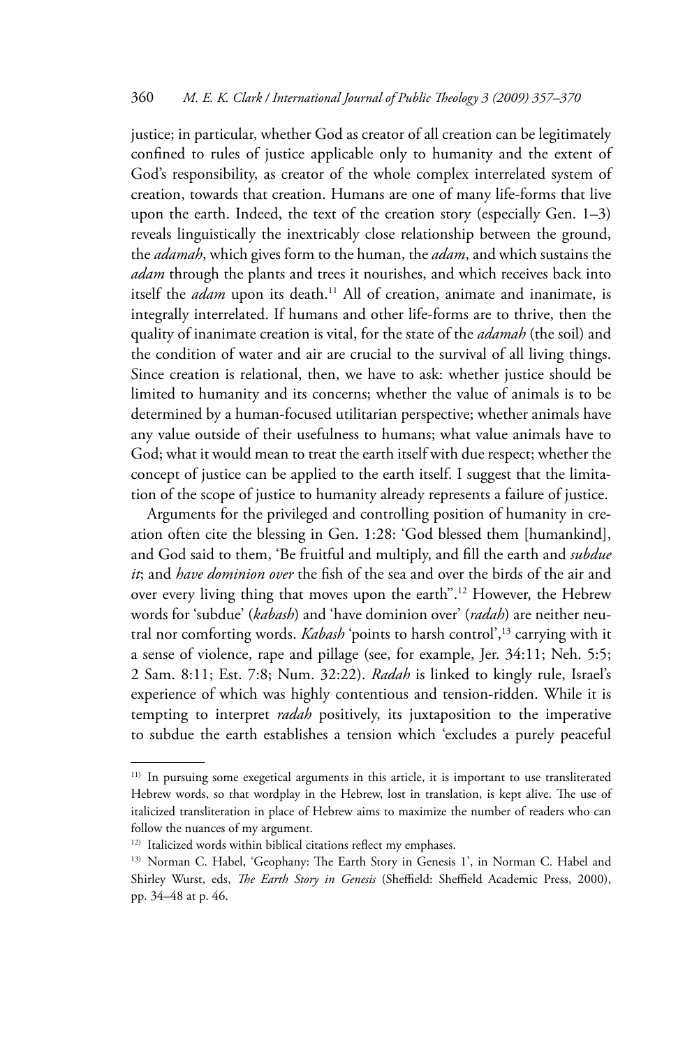justice; in particular, whether God as creator of all creation can be legitimately confined to rules of justice applicable only to humanity and the extent of God's responsibility, as creator of the whole complex interrelated system of creation, towards that creation. Humans are one of many life-forms that live upon the earth. Indeed, the text of the creation story (especially Gen. 1–3) reveals linguistically the inextricably close relationship between the ground, the *adamah*, which gives form to the human, the *adam*, and which sustains the *adam* through the plants and trees it nourishes, and which receives back into itself the *adam* upon its death.[11] All of creation, animate and inanimate, is integrally interrelated. If humans and other life-forms are to thrive, then the quality of inanimate creation is vital, for the state of the *adamah* (the soil) and the condition of water and air are crucial to the survival of all living things. Since creation is relational, then, we have to ask: whether justice should be limited to humanity and its concerns; whether the value of animals is to be determined by a human-focused utilitarian perspective; whether animals have any value outside of their usefulness to humans; what value animals have to God; what it would mean to treat the earth itself with due respect; whether the concept of justice can be applied to the earth itself. I suggest that the limitation of the scope of justice to humanity already represents a failure of justice.

Arguments for the privileged and controlling position of humanity in creation often cite the blessing in Gen. 1:28: 'God blessed them [humankind], and God said to them, 'Be fruitful and multiply, and fill the earth and *subdue it*; and *have dominion over* the fish of the sea and over the birds of the air and over every living thing that moves upon the earth''.[12] However, the Hebrew words for 'subdue' (*kabash*) and 'have dominion over' (*radah*) are neither neutral nor comforting words. *Kabash* 'points to harsh control',[13] carrying with it a sense of violence, rape and pillage (see, for example, Jer. 34:11; Neh. 5:5; 2 Sam. 8:11; Est. 7:8; Num. 32:22). *Radah* is linked to kingly rule, Israel's experience of which was highly contentious and tension-ridden. While it is tempting to interpret *radah* positively, its juxtaposition to the imperative to subdue the earth establishes a tension which 'excludes a purely peaceful

---

[11] In pursuing some exegetical arguments in this article, it is important to use transliterated Hebrew words, so that wordplay in the Hebrew, lost in translation, is kept alive. The use of italicized transliteration in place of Hebrew aims to maximize the number of readers who can follow the nuances of my argument.

[12] Italicized words within biblical citations reflect my emphases.

[13] Norman C. Habel, 'Geophany: The Earth Story in Genesis 1', in Norman C. Habel and Shirley Wurst, eds, *The Earth Story in Genesis* (Sheffield: Sheffield Academic Press, 2000), pp. 34–48 at p. 46.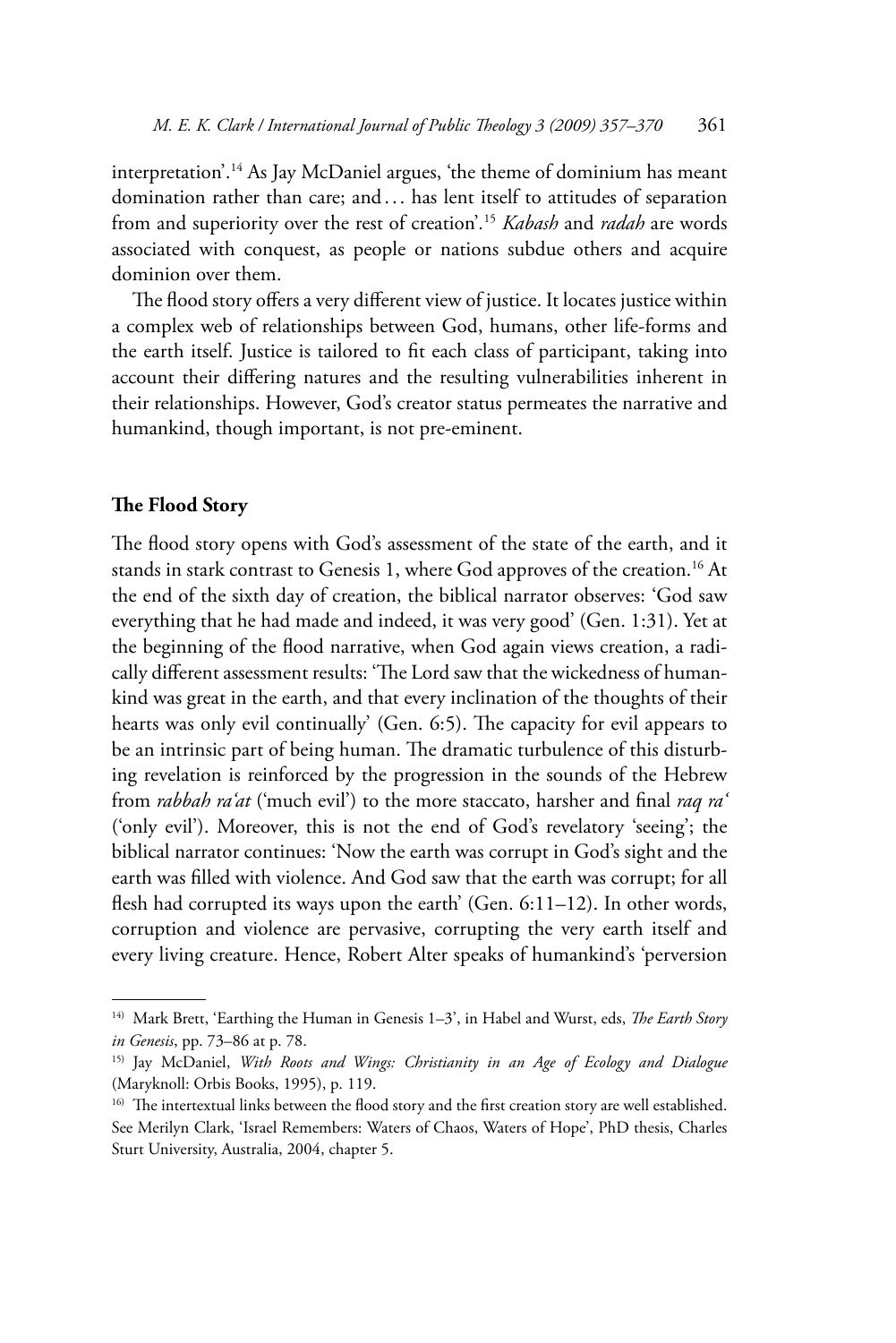interpretation'.[14] As Jay McDaniel argues, 'the theme of dominium has meant domination rather than care; and . . . has lent itself to attitudes of separation from and superiority over the rest of creation'.[15] *Kabash* and *radah* are words associated with conquest, as people or nations subdue others and acquire dominion over them.

The flood story offers a very different view of justice. It locates justice within a complex web of relationships between God, humans, other life-forms and the earth itself. Justice is tailored to fit each class of participant, taking into account their differing natures and the resulting vulnerabilities inherent in their relationships. However, God's creator status permeates the narrative and humankind, though important, is not pre-eminent.

## The Flood Story

The flood story opens with God's assessment of the state of the earth, and it stands in stark contrast to Genesis 1, where God approves of the creation.[16] At the end of the sixth day of creation, the biblical narrator observes: 'God saw everything that he had made and indeed, it was very good' (Gen. 1:31). Yet at the beginning of the flood narrative, when God again views creation, a radically different assessment results: 'The Lord saw that the wickedness of humankind was great in the earth, and that every inclination of the thoughts of their hearts was only evil continually' (Gen. 6:5). The capacity for evil appears to be an intrinsic part of being human. The dramatic turbulence of this disturbing revelation is reinforced by the progression in the sounds of the Hebrew from *rabbah ra'at* ('much evil') to the more staccato, harsher and final *raq ra'* ('only evil'). Moreover, this is not the end of God's revelatory 'seeing'; the biblical narrator continues: 'Now the earth was corrupt in God's sight and the earth was filled with violence. And God saw that the earth was corrupt; for all flesh had corrupted its ways upon the earth' (Gen. 6:11–12). In other words, corruption and violence are pervasive, corrupting the very earth itself and every living creature. Hence, Robert Alter speaks of humankind's 'perversion

---

[14] Mark Brett, 'Earthing the Human in Genesis 1–3', in Habel and Wurst, eds, *The Earth Story in Genesis*, pp. 73–86 at p. 78.

[15] Jay McDaniel, *With Roots and Wings: Christianity in an Age of Ecology and Dialogue* (Maryknoll: Orbis Books, 1995), p. 119.

[16] The intertextual links between the flood story and the first creation story are well established. See Merilyn Clark, 'Israel Remembers: Waters of Chaos, Waters of Hope', PhD thesis, Charles Sturt University, Australia, 2004, chapter 5.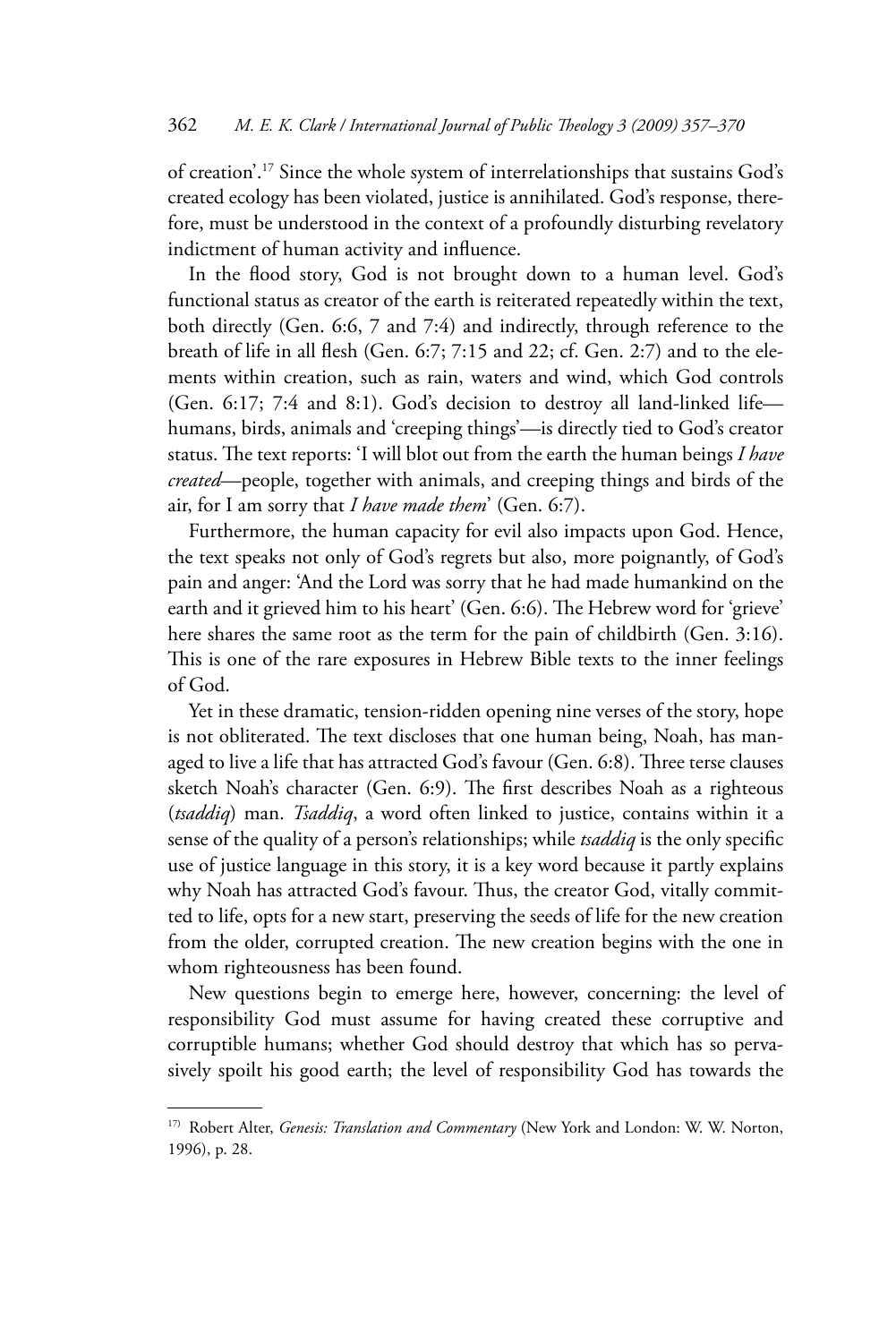of creation'.[17] Since the whole system of interrelationships that sustains God's created ecology has been violated, justice is annihilated. God's response, therefore, must be understood in the context of a profoundly disturbing revelatory indictment of human activity and influence.

In the flood story, God is not brought down to a human level. God's functional status as creator of the earth is reiterated repeatedly within the text, both directly (Gen. 6:6, 7 and 7:4) and indirectly, through reference to the breath of life in all flesh (Gen. 6:7; 7:15 and 22; cf. Gen. 2:7) and to the elements within creation, such as rain, waters and wind, which God controls (Gen. 6:17; 7:4 and 8:1). God's decision to destroy all land-linked life—humans, birds, animals and 'creeping things'—is directly tied to God's creator status. The text reports: 'I will blot out from the earth the human beings *I have created*—people, together with animals, and creeping things and birds of the air, for I am sorry that *I have made them*' (Gen. 6:7).

Furthermore, the human capacity for evil also impacts upon God. Hence, the text speaks not only of God's regrets but also, more poignantly, of God's pain and anger: 'And the Lord was sorry that he had made humankind on the earth and it grieved him to his heart' (Gen. 6:6). The Hebrew word for 'grieve' here shares the same root as the term for the pain of childbirth (Gen. 3:16). This is one of the rare exposures in Hebrew Bible texts to the inner feelings of God.

Yet in these dramatic, tension-ridden opening nine verses of the story, hope is not obliterated. The text discloses that one human being, Noah, has managed to live a life that has attracted God's favour (Gen. 6:8). Three terse clauses sketch Noah's character (Gen. 6:9). The first describes Noah as a righteous (*tsaddiq*) man. *Tsaddiq*, a word often linked to justice, contains within it a sense of the quality of a person's relationships; while *tsaddiq* is the only specific use of justice language in this story, it is a key word because it partly explains why Noah has attracted God's favour. Thus, the creator God, vitally committed to life, opts for a new start, preserving the seeds of life for the new creation from the older, corrupted creation. The new creation begins with the one in whom righteousness has been found.

New questions begin to emerge here, however, concerning: the level of responsibility God must assume for having created these corruptive and corruptible humans; whether God should destroy that which has so pervasively spoilt his good earth; the level of responsibility God has towards the

---

[17] Robert Alter, *Genesis: Translation and Commentary* (New York and London: W. W. Norton, 1996), p. 28.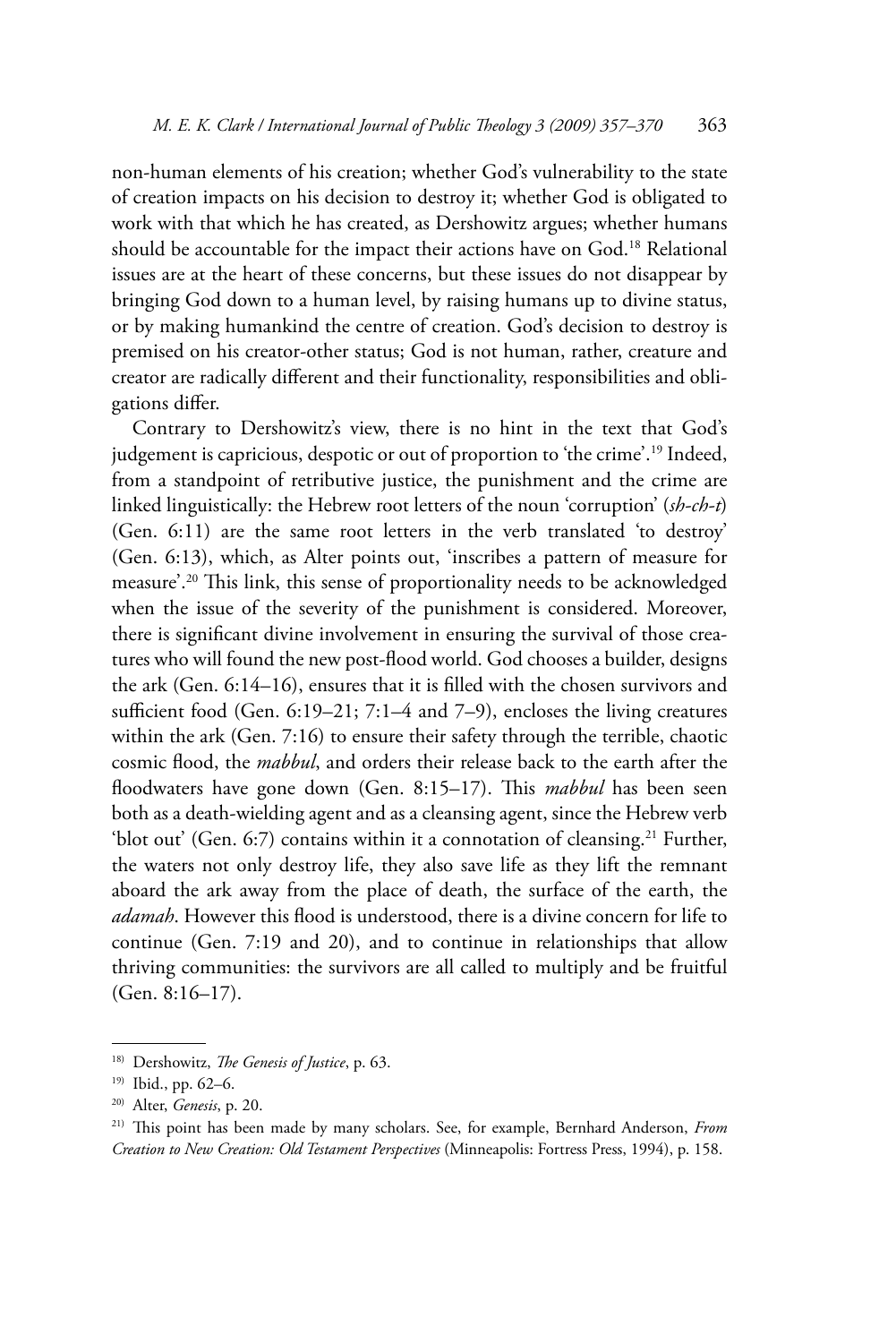non-human elements of his creation; whether God's vulnerability to the state of creation impacts on his decision to destroy it; whether God is obligated to work with that which he has created, as Dershowitz argues; whether humans should be accountable for the impact their actions have on God.[18] Relational issues are at the heart of these concerns, but these issues do not disappear by bringing God down to a human level, by raising humans up to divine status, or by making humankind the centre of creation. God's decision to destroy is premised on his creator-other status; God is not human, rather, creature and creator are radically different and their functionality, responsibilities and obligations differ.

Contrary to Dershowitz's view, there is no hint in the text that God's judgement is capricious, despotic or out of proportion to 'the crime'.[19] Indeed, from a standpoint of retributive justice, the punishment and the crime are linked linguistically: the Hebrew root letters of the noun 'corruption' (*sh-ch-t*) (Gen. 6:11) are the same root letters in the verb translated 'to destroy' (Gen. 6:13), which, as Alter points out, 'inscribes a pattern of measure for measure'.[20] This link, this sense of proportionality needs to be acknowledged when the issue of the severity of the punishment is considered. Moreover, there is significant divine involvement in ensuring the survival of those creatures who will found the new post-flood world. God chooses a builder, designs the ark (Gen. 6:14–16), ensures that it is filled with the chosen survivors and sufficient food (Gen. 6:19–21; 7:1–4 and 7–9), encloses the living creatures within the ark (Gen. 7:16) to ensure their safety through the terrible, chaotic cosmic flood, the *mabbul*, and orders their release back to the earth after the floodwaters have gone down (Gen. 8:15–17). This *mabbul* has been seen both as a death-wielding agent and as a cleansing agent, since the Hebrew verb 'blot out' (Gen. 6:7) contains within it a connotation of cleansing.[21] Further, the waters not only destroy life, they also save life as they lift the remnant aboard the ark away from the place of death, the surface of the earth, the *adamah*. However this flood is understood, there is a divine concern for life to continue (Gen. 7:19 and 20), and to continue in relationships that allow thriving communities: the survivors are all called to multiply and be fruitful (Gen. 8:16–17).

---

[18] Dershowitz, *The Genesis of Justice*, p. 63.

[19] Ibid., pp. 62–6.

[20] Alter, *Genesis*, p. 20.

[21] This point has been made by many scholars. See, for example, Bernhard Anderson, *From Creation to New Creation: Old Testament Perspectives* (Minneapolis: Fortress Press, 1994), p. 158.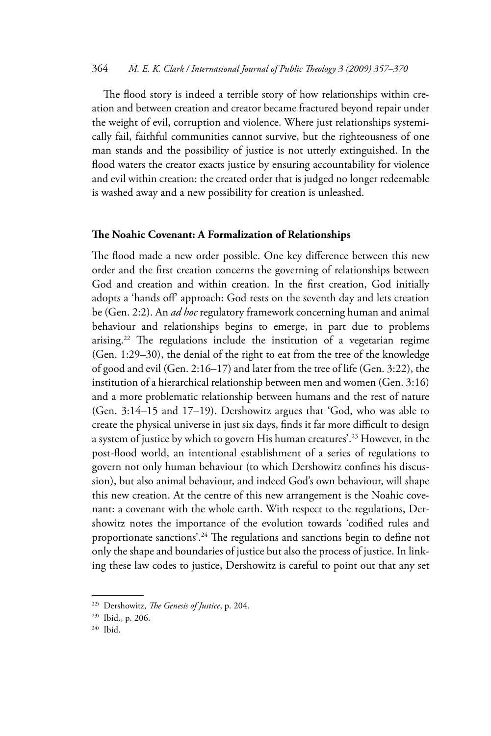The flood story is indeed a terrible story of how relationships within creation and between creation and creator became fractured beyond repair under the weight of evil, corruption and violence. Where just relationships systemically fail, faithful communities cannot survive, but the righteousness of one man stands and the possibility of justice is not utterly extinguished. In the flood waters the creator exacts justice by ensuring accountability for violence and evil within creation: the created order that is judged no longer redeemable is washed away and a new possibility for creation is unleashed.

## The Noahic Covenant: A Formalization of Relationships

The flood made a new order possible. One key difference between this new order and the first creation concerns the governing of relationships between God and creation and within creation. In the first creation, God initially adopts a 'hands off' approach: God rests on the seventh day and lets creation be (Gen. 2:2). An *ad hoc* regulatory framework concerning human and animal behaviour and relationships begins to emerge, in part due to problems arising.[22] The regulations include the institution of a vegetarian regime (Gen. 1:29–30), the denial of the right to eat from the tree of the knowledge of good and evil (Gen. 2:16–17) and later from the tree of life (Gen. 3:22), the institution of a hierarchical relationship between men and women (Gen. 3:16) and a more problematic relationship between humans and the rest of nature (Gen. 3:14–15 and 17–19). Dershowitz argues that 'God, who was able to create the physical universe in just six days, finds it far more difficult to design a system of justice by which to govern His human creatures'.[23] However, in the post-flood world, an intentional establishment of a series of regulations to govern not only human behaviour (to which Dershowitz confines his discussion), but also animal behaviour, and indeed God's own behaviour, will shape this new creation. At the centre of this new arrangement is the Noahic covenant: a covenant with the whole earth. With respect to the regulations, Dershowitz notes the importance of the evolution towards 'codified rules and proportionate sanctions'.[24] The regulations and sanctions begin to define not only the shape and boundaries of justice but also the process of justice. In linking these law codes to justice, Dershowitz is careful to point out that any set

---

[22] Dershowitz, *The Genesis of Justice*, p. 204.

[23] Ibid., p. 206.

[24] Ibid.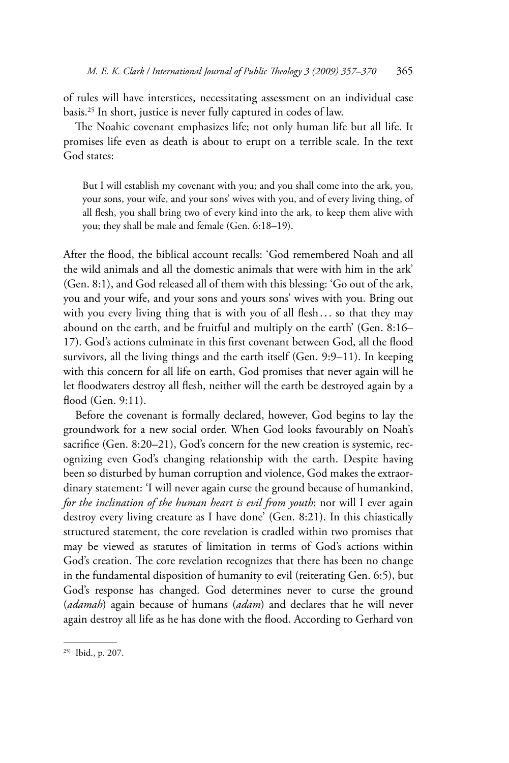of rules will have interstices, necessitating assessment on an individual case basis.[25] In short, justice is never fully captured in codes of law.

The Noahic covenant emphasizes life; not only human life but all life. It promises life even as death is about to erupt on a terrible scale. In the text God states:

> But I will establish my covenant with you; and you shall come into the ark, you, your sons, your wife, and your sons' wives with you, and of every living thing, of all flesh, you shall bring two of every kind into the ark, to keep them alive with you; they shall be male and female (Gen. 6:18–19).

After the flood, the biblical account recalls: 'God remembered Noah and all the wild animals and all the domestic animals that were with him in the ark' (Gen. 8:1), and God released all of them with this blessing: 'Go out of the ark, you and your wife, and your sons and yours sons' wives with you. Bring out with you every living thing that is with you of all flesh… so that they may abound on the earth, and be fruitful and multiply on the earth' (Gen. 8:16–17). God's actions culminate in this first covenant between God, all the flood survivors, all the living things and the earth itself (Gen. 9:9–11). In keeping with this concern for all life on earth, God promises that never again will he let floodwaters destroy all flesh, neither will the earth be destroyed again by a flood (Gen. 9:11).

Before the covenant is formally declared, however, God begins to lay the groundwork for a new social order. When God looks favourably on Noah's sacrifice (Gen. 8:20–21), God's concern for the new creation is systemic, recognizing even God's changing relationship with the earth. Despite having been so disturbed by human corruption and violence, God makes the extraordinary statement: 'I will never again curse the ground because of humankind, *for the inclination of the human heart is evil from youth*; nor will I ever again destroy every living creature as I have done' (Gen. 8:21). In this chiastically structured statement, the core revelation is cradled within two promises that may be viewed as statutes of limitation in terms of God's actions within God's creation. The core revelation recognizes that there has been no change in the fundamental disposition of humanity to evil (reiterating Gen. 6:5), but God's response has changed. God determines never to curse the ground (*adamah*) again because of humans (*adam*) and declares that he will never again destroy all life as he has done with the flood. According to Gerhard von

---

[25] Ibid., p. 207.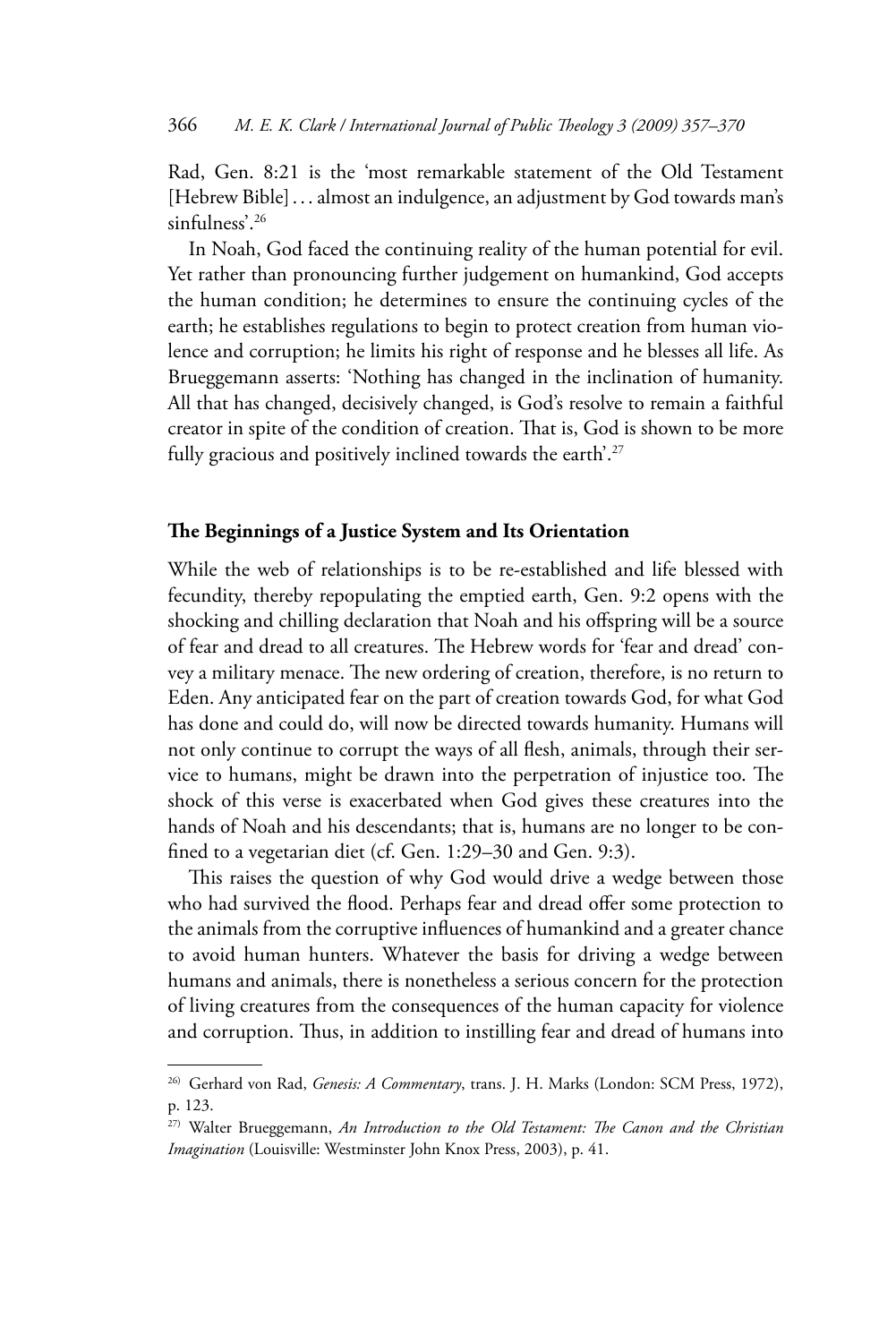Rad, Gen. 8:21 is the 'most remarkable statement of the Old Testament [Hebrew Bible] . . . almost an indulgence, an adjustment by God towards man's sinfulness'.[26]

In Noah, God faced the continuing reality of the human potential for evil. Yet rather than pronouncing further judgement on humankind, God accepts the human condition; he determines to ensure the continuing cycles of the earth; he establishes regulations to begin to protect creation from human violence and corruption; he limits his right of response and he blesses all life. As Brueggemann asserts: 'Nothing has changed in the inclination of humanity. All that has changed, decisively changed, is God's resolve to remain a faithful creator in spite of the condition of creation. That is, God is shown to be more fully gracious and positively inclined towards the earth'.[27]

## The Beginnings of a Justice System and Its Orientation

While the web of relationships is to be re-established and life blessed with fecundity, thereby repopulating the emptied earth, Gen. 9:2 opens with the shocking and chilling declaration that Noah and his offspring will be a source of fear and dread to all creatures. The Hebrew words for 'fear and dread' convey a military menace. The new ordering of creation, therefore, is no return to Eden. Any anticipated fear on the part of creation towards God, for what God has done and could do, will now be directed towards humanity. Humans will not only continue to corrupt the ways of all flesh, animals, through their service to humans, might be drawn into the perpetration of injustice too. The shock of this verse is exacerbated when God gives these creatures into the hands of Noah and his descendants; that is, humans are no longer to be confined to a vegetarian diet (cf. Gen. 1:29–30 and Gen. 9:3).

This raises the question of why God would drive a wedge between those who had survived the flood. Perhaps fear and dread offer some protection to the animals from the corruptive influences of humankind and a greater chance to avoid human hunters. Whatever the basis for driving a wedge between humans and animals, there is nonetheless a serious concern for the protection of living creatures from the consequences of the human capacity for violence and corruption. Thus, in addition to instilling fear and dread of humans into

---

[26] Gerhard von Rad, *Genesis: A Commentary*, trans. J. H. Marks (London: SCM Press, 1972), p. 123.

[27] Walter Brueggemann, *An Introduction to the Old Testament: The Canon and the Christian Imagination* (Louisville: Westminster John Knox Press, 2003), p. 41.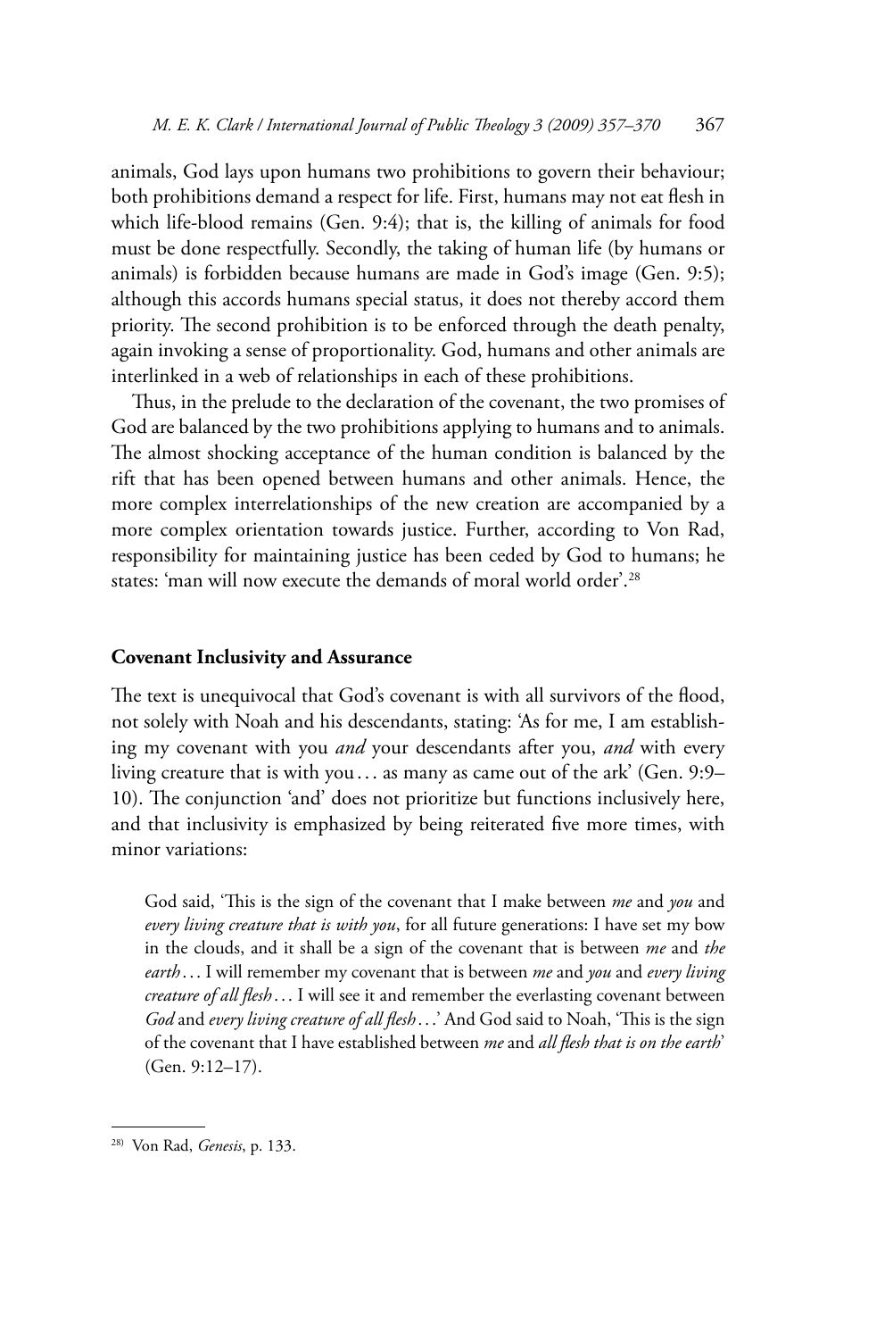animals, God lays upon humans two prohibitions to govern their behaviour; both prohibitions demand a respect for life. First, humans may not eat flesh in which life-blood remains (Gen. 9:4); that is, the killing of animals for food must be done respectfully. Secondly, the taking of human life (by humans or animals) is forbidden because humans are made in God's image (Gen. 9:5); although this accords humans special status, it does not thereby accord them priority. The second prohibition is to be enforced through the death penalty, again invoking a sense of proportionality. God, humans and other animals are interlinked in a web of relationships in each of these prohibitions.

Thus, in the prelude to the declaration of the covenant, the two promises of God are balanced by the two prohibitions applying to humans and to animals. The almost shocking acceptance of the human condition is balanced by the rift that has been opened between humans and other animals. Hence, the more complex interrelationships of the new creation are accompanied by a more complex orientation towards justice. Further, according to Von Rad, responsibility for maintaining justice has been ceded by God to humans; he states: 'man will now execute the demands of moral world order'.[28]

## Covenant Inclusivity and Assurance

The text is unequivocal that God's covenant is with all survivors of the flood, not solely with Noah and his descendants, stating: 'As for me, I am establishing my covenant with you *and* your descendants after you, *and* with every living creature that is with you... as many as came out of the ark' (Gen. 9:9–10). The conjunction 'and' does not prioritize but functions inclusively here, and that inclusivity is emphasized by being reiterated five more times, with minor variations:

> God said, 'This is the sign of the covenant that I make between *me* and *you* and *every living creature that is with you*, for all future generations: I have set my bow in the clouds, and it shall be a sign of the covenant that is between *me* and *the earth*... I will remember my covenant that is between *me* and *you* and *every living creature of all flesh*... I will see it and remember the everlasting covenant between *God* and *every living creature of all flesh*...' And God said to Noah, 'This is the sign of the covenant that I have established between *me* and *all flesh that is on the earth*' (Gen. 9:12–17).

[28] Von Rad, *Genesis*, p. 133.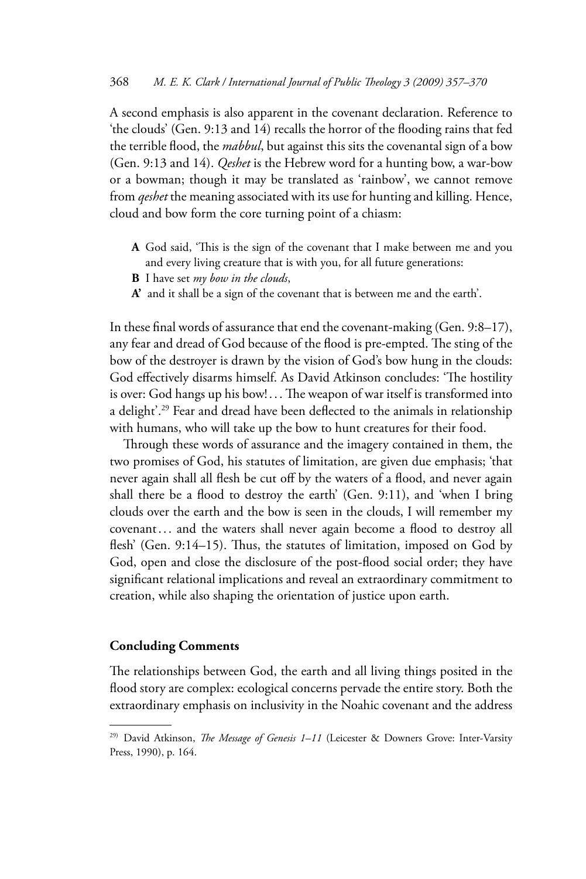A second emphasis is also apparent in the covenant declaration. Reference to 'the clouds' (Gen. 9:13 and 14) recalls the horror of the flooding rains that fed the terrible flood, the *mabbul*, but against this sits the covenantal sign of a bow (Gen. 9:13 and 14). *Qeshet* is the Hebrew word for a hunting bow, a war-bow or a bowman; though it may be translated as 'rainbow', we cannot remove from *qeshet* the meaning associated with its use for hunting and killing. Hence, cloud and bow form the core turning point of a chiasm:

- **A** God said, 'This is the sign of the covenant that I make between me and you and every living creature that is with you, for all future generations:
- **B** I have set *my bow in the clouds*,
- **A'** and it shall be a sign of the covenant that is between me and the earth'.

In these final words of assurance that end the covenant-making (Gen. 9:8–17), any fear and dread of God because of the flood is pre-empted. The sting of the bow of the destroyer is drawn by the vision of God's bow hung in the clouds: God effectively disarms himself. As David Atkinson concludes: 'The hostility is over: God hangs up his bow!... The weapon of war itself is transformed into a delight'.[29] Fear and dread have been deflected to the animals in relationship with humans, who will take up the bow to hunt creatures for their food.

Through these words of assurance and the imagery contained in them, the two promises of God, his statutes of limitation, are given due emphasis; 'that never again shall all flesh be cut off by the waters of a flood, and never again shall there be a flood to destroy the earth' (Gen. 9:11), and 'when I bring clouds over the earth and the bow is seen in the clouds, I will remember my covenant... and the waters shall never again become a flood to destroy all flesh' (Gen. 9:14–15). Thus, the statutes of limitation, imposed on God by God, open and close the disclosure of the post-flood social order; they have significant relational implications and reveal an extraordinary commitment to creation, while also shaping the orientation of justice upon earth.

## Concluding Comments

The relationships between God, the earth and all living things posited in the flood story are complex: ecological concerns pervade the entire story. Both the extraordinary emphasis on inclusivity in the Noahic covenant and the address

---

[29] David Atkinson, *The Message of Genesis 1–11* (Leicester & Downers Grove: Inter-Varsity Press, 1990), p. 164.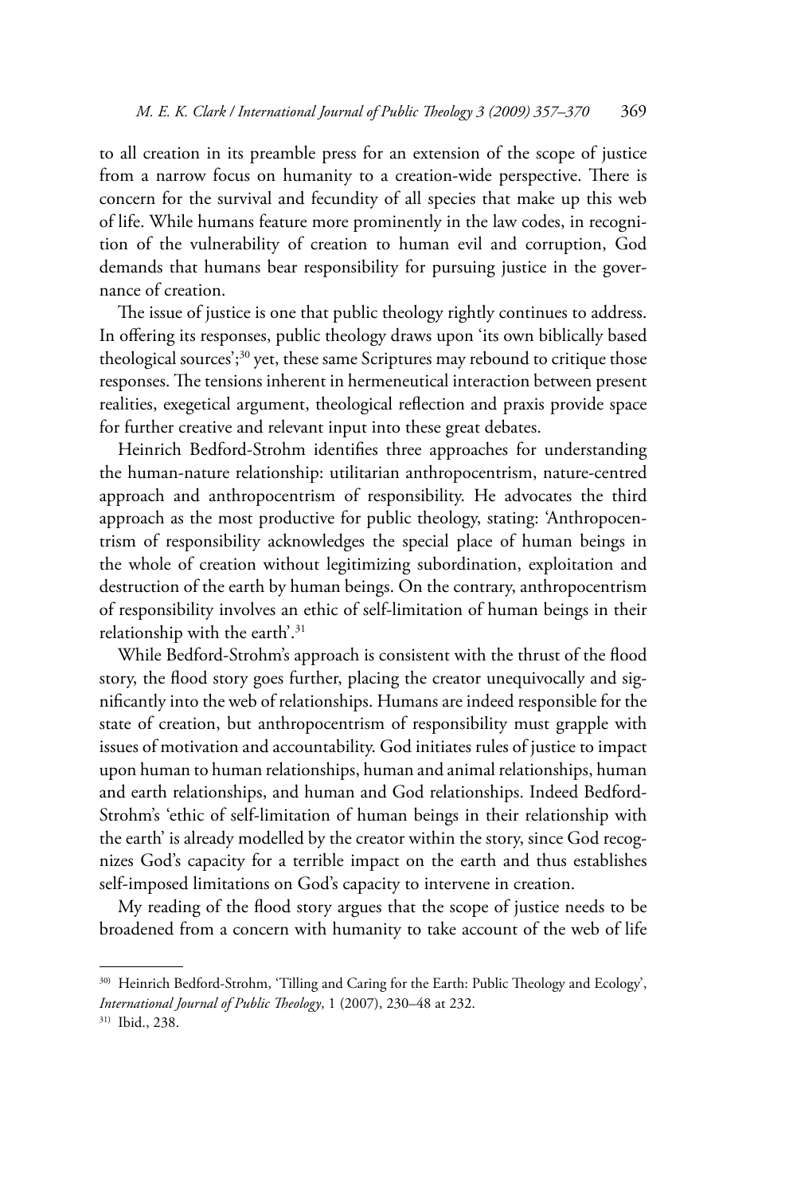to all creation in its preamble press for an extension of the scope of justice from a narrow focus on humanity to a creation-wide perspective. There is concern for the survival and fecundity of all species that make up this web of life. While humans feature more prominently in the law codes, in recognition of the vulnerability of creation to human evil and corruption, God demands that humans bear responsibility for pursuing justice in the governance of creation.

The issue of justice is one that public theology rightly continues to address. In offering its responses, public theology draws upon 'its own biblically based theological sources';[30] yet, these same Scriptures may rebound to critique those responses. The tensions inherent in hermeneutical interaction between present realities, exegetical argument, theological reflection and praxis provide space for further creative and relevant input into these great debates.

Heinrich Bedford-Strohm identifies three approaches for understanding the human-nature relationship: utilitarian anthropocentrism, nature-centred approach and anthropocentrism of responsibility. He advocates the third approach as the most productive for public theology, stating: 'Anthropocentrism of responsibility acknowledges the special place of human beings in the whole of creation without legitimizing subordination, exploitation and destruction of the earth by human beings. On the contrary, anthropocentrism of responsibility involves an ethic of self-limitation of human beings in their relationship with the earth'.[31]

While Bedford-Strohm's approach is consistent with the thrust of the flood story, the flood story goes further, placing the creator unequivocally and significantly into the web of relationships. Humans are indeed responsible for the state of creation, but anthropocentrism of responsibility must grapple with issues of motivation and accountability. God initiates rules of justice to impact upon human to human relationships, human and animal relationships, human and earth relationships, and human and God relationships. Indeed Bedford-Strohm's 'ethic of self-limitation of human beings in their relationship with the earth' is already modelled by the creator within the story, since God recognizes God's capacity for a terrible impact on the earth and thus establishes self-imposed limitations on God's capacity to intervene in creation.

My reading of the flood story argues that the scope of justice needs to be broadened from a concern with humanity to take account of the web of life

---

[30] Heinrich Bedford-Strohm, 'Tilling and Caring for the Earth: Public Theology and Ecology', *International Journal of Public Theology*, 1 (2007), 230–48 at 232.

[31] Ibid., 238.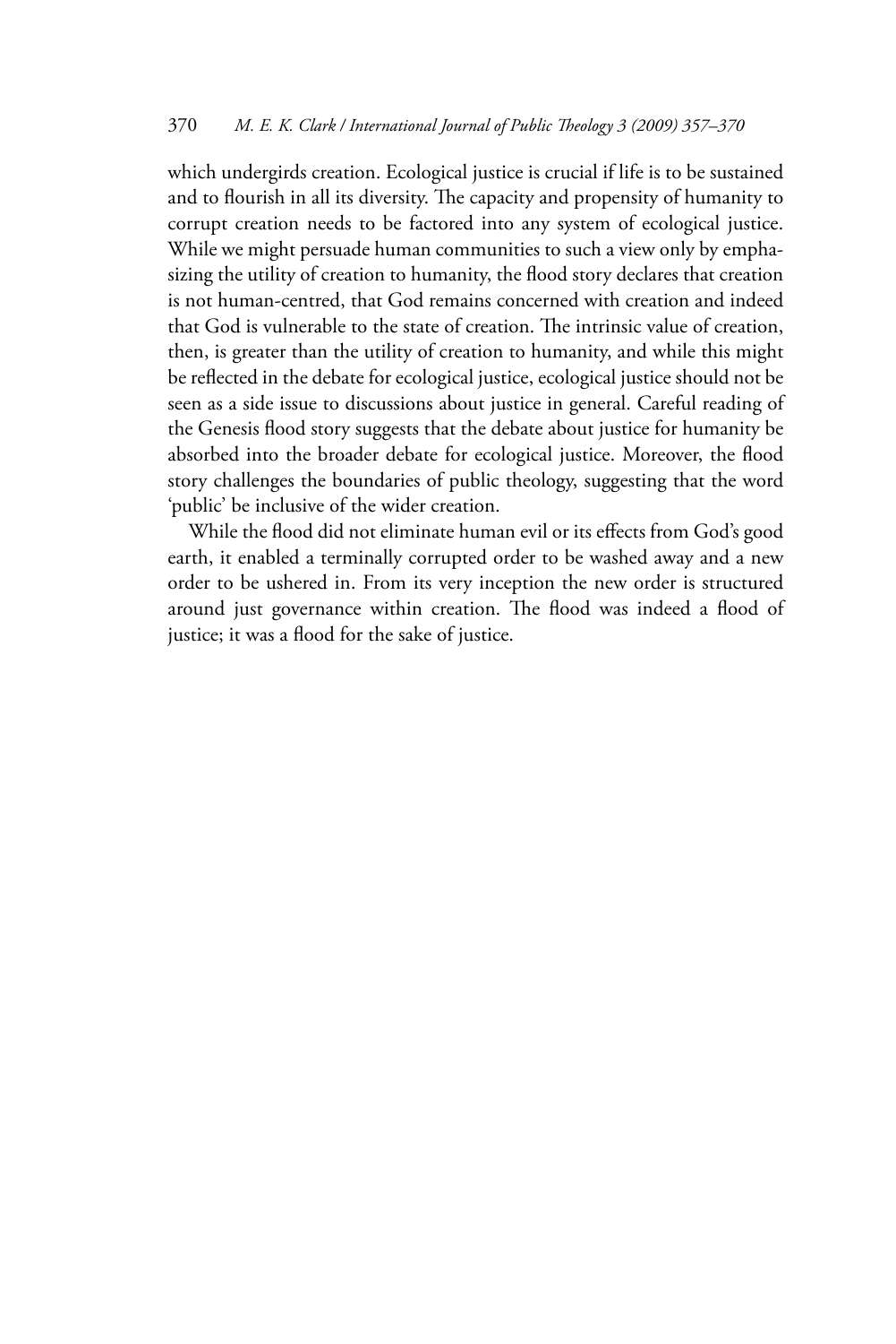which undergirds creation. Ecological justice is crucial if life is to be sustained and to flourish in all its diversity. The capacity and propensity of humanity to corrupt creation needs to be factored into any system of ecological justice. While we might persuade human communities to such a view only by emphasizing the utility of creation to humanity, the flood story declares that creation is not human-centred, that God remains concerned with creation and indeed that God is vulnerable to the state of creation. The intrinsic value of creation, then, is greater than the utility of creation to humanity, and while this might be reflected in the debate for ecological justice, ecological justice should not be seen as a side issue to discussions about justice in general. Careful reading of the Genesis flood story suggests that the debate about justice for humanity be absorbed into the broader debate for ecological justice. Moreover, the flood story challenges the boundaries of public theology, suggesting that the word 'public' be inclusive of the wider creation.

While the flood did not eliminate human evil or its effects from God's good earth, it enabled a terminally corrupted order to be washed away and a new order to be ushered in. From its very inception the new order is structured around just governance within creation. The flood was indeed a flood of justice; it was a flood for the sake of justice.